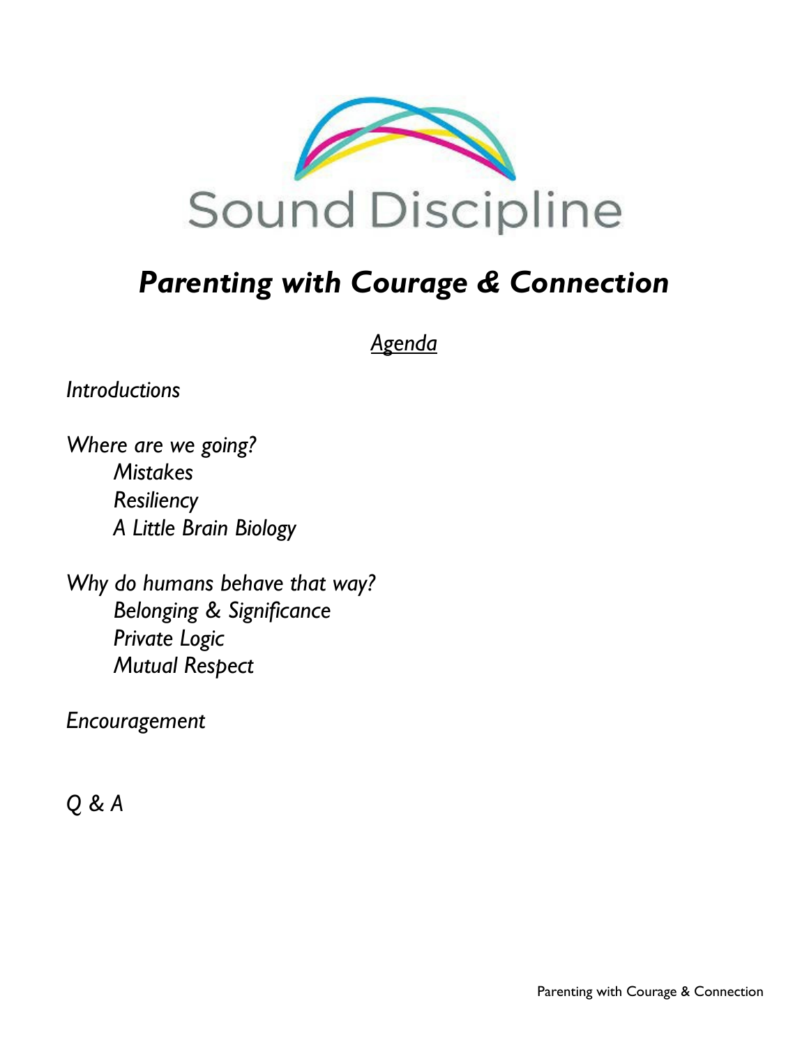Sound Discipline

# *Parenting with Courage & Connection*

## *Agenda*

*Introductions*

*Where are we going?*
- *Mistakes*
- *Resiliency*
- *A Little Brain Biology*

*Why do humans behave that way?*
- *Belonging & Significance*
- *Private Logic*
- *Mutual Respect*

*Encouragement*

*Q & A*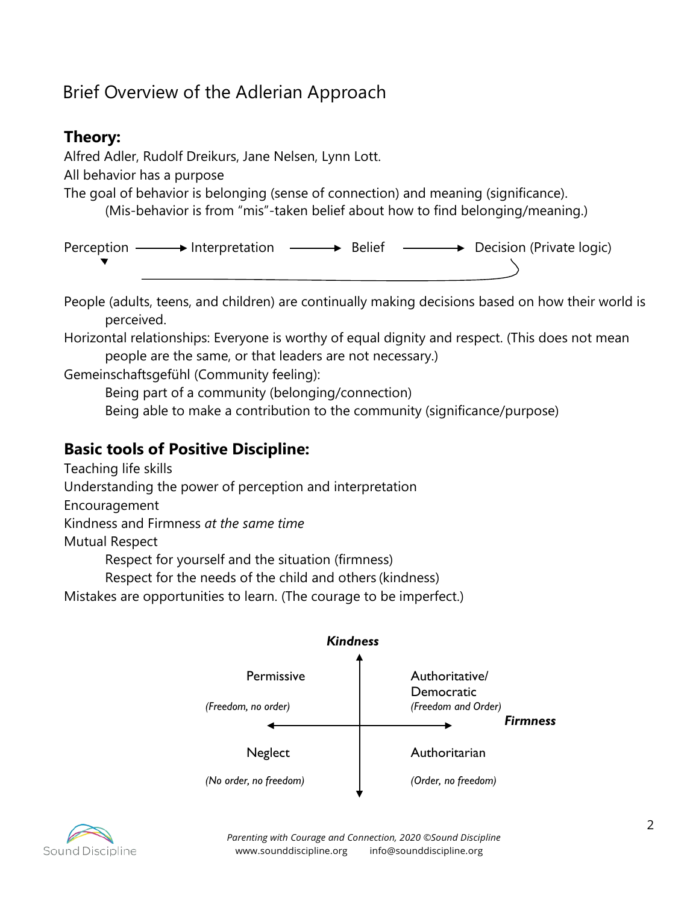# Brief Overview of the Adlerian Approach

## Theory:

Alfred Adler, Rudolf Dreikurs, Jane Nelsen, Lynn Lott.

All behavior has a purpose

The goal of behavior is belonging (sense of connection) and meaning (significance).

(Mis-behavior is from "mis"-taken belief about how to find belonging/meaning.)

Perception → Interpretation → Belief → Decision (Private logic)

People (adults, teens, and children) are continually making decisions based on how their world is perceived.

Horizontal relationships: Everyone is worthy of equal dignity and respect. (This does not mean people are the same, or that leaders are not necessary.)

Gemeinschaftsgefühl (Community feeling):

- Being part of a community (belonging/connection)
- Being able to make a contribution to the community (significance/purpose)

## Basic tools of Positive Discipline:

Teaching life skills

Understanding the power of perception and interpretation

Encouragement

Kindness and Firmness *at the same time*

Mutual Respect

- Respect for yourself and the situation (firmness)
- Respect for the needs of the child and others (kindness)

Mistakes are opportunities to learn. (The courage to be imperfect.)

***Kindness*** (vertical axis) / ***Firmness*** (horizontal axis)

| | |
|---|---|
| Permissive<br>*(Freedom, no order)* | Authoritative/ Democratic<br>*(Freedom and Order)* |
| Neglect<br>*(No order, no freedom)* | Authoritarian<br>*(Order, no freedom)* |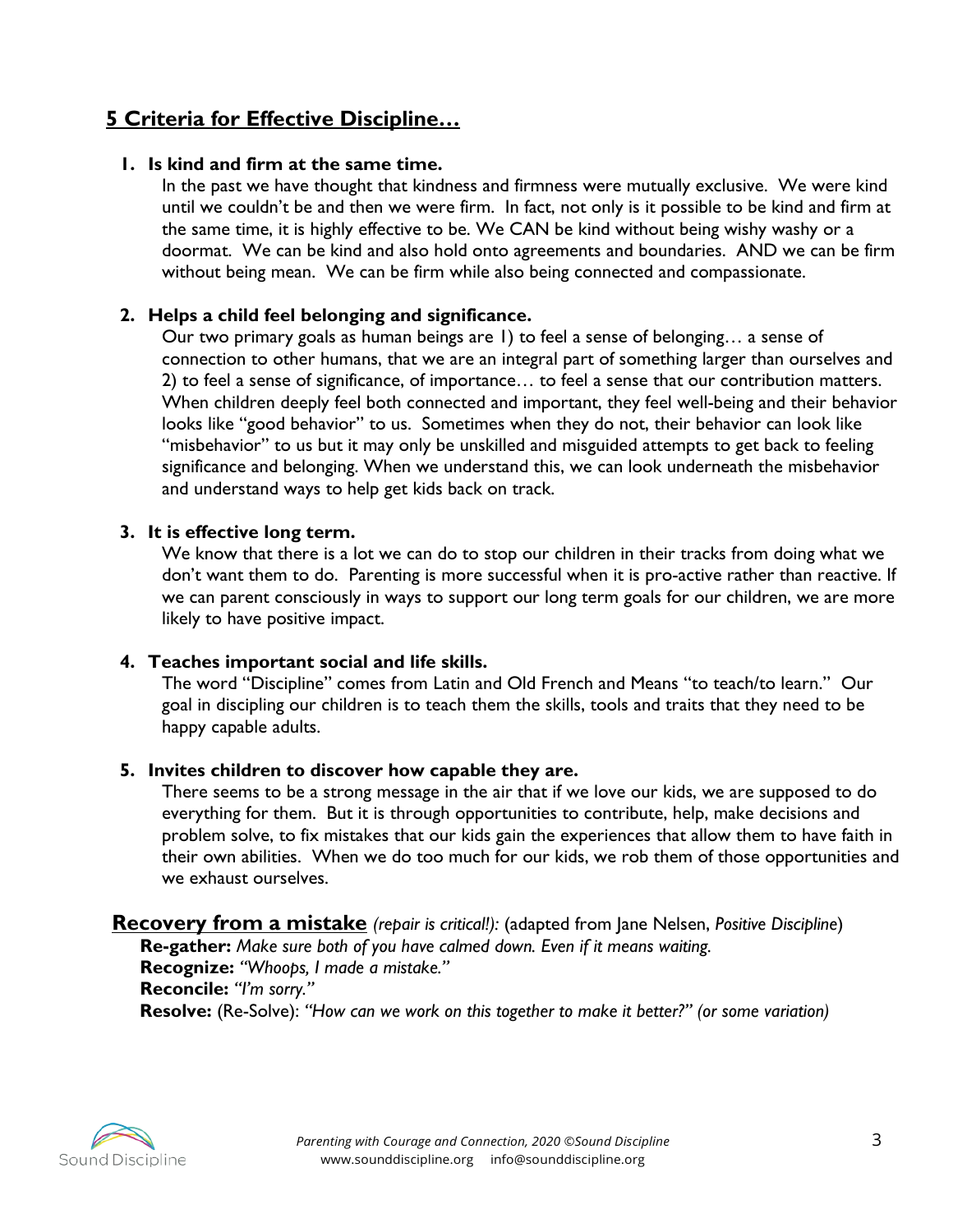## 5 Criteria for Effective Discipline…

1. **Is kind and firm at the same time.**
   In the past we have thought that kindness and firmness were mutually exclusive. We were kind until we couldn't be and then we were firm. In fact, not only is it possible to be kind and firm at the same time, it is highly effective to be. We CAN be kind without being wishy washy or a doormat. We can be kind and also hold onto agreements and boundaries. AND we can be firm without being mean. We can be firm while also being connected and compassionate.

2. **Helps a child feel belonging and significance.**
   Our two primary goals as human beings are 1) to feel a sense of belonging… a sense of connection to other humans, that we are an integral part of something larger than ourselves and 2) to feel a sense of significance, of importance… to feel a sense that our contribution matters. When children deeply feel both connected and important, they feel well-being and their behavior looks like "good behavior" to us. Sometimes when they do not, their behavior can look like "misbehavior" to us but it may only be unskilled and misguided attempts to get back to feeling significance and belonging. When we understand this, we can look underneath the misbehavior and understand ways to help get kids back on track.

3. **It is effective long term.**
   We know that there is a lot we can do to stop our children in their tracks from doing what we don't want them to do. Parenting is more successful when it is pro-active rather than reactive. If we can parent consciously in ways to support our long term goals for our children, we are more likely to have positive impact.

4. **Teaches important social and life skills.**
   The word "Discipline" comes from Latin and Old French and Means "to teach/to learn." Our goal in discipling our children is to teach them the skills, tools and traits that they need to be happy capable adults.

5. **Invites children to discover how capable they are.**
   There seems to be a strong message in the air that if we love our kids, we are supposed to do everything for them. But it is through opportunities to contribute, help, make decisions and problem solve, to fix mistakes that our kids gain the experiences that allow them to have faith in their own abilities. When we do too much for our kids, we rob them of those opportunities and we exhaust ourselves.

## Recovery from a mistake *(repair is critical!):* (adapted from Jane Nelsen, *Positive Discipline*)

**Re-gather:** *Make sure both of you have calmed down. Even if it means waiting.*
**Recognize:** *"Whoops, I made a mistake."*
**Reconcile:** *"I'm sorry."*
**Resolve:** (Re-Solve): *"How can we work on this together to make it better?" (or some variation)*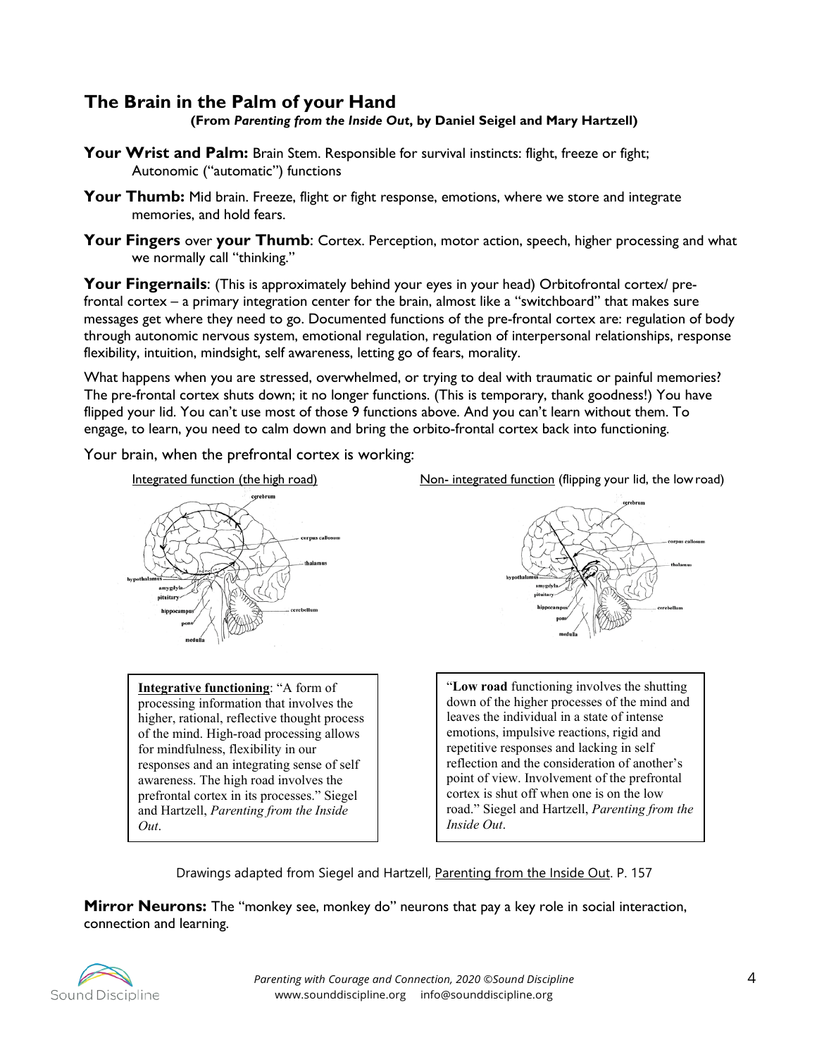## The Brain in the Palm of your Hand

**(From *Parenting from the Inside Out*, by Daniel Seigel and Mary Hartzell)**

**Your Wrist and Palm:** Brain Stem. Responsible for survival instincts: flight, freeze or fight; Autonomic ("automatic") functions

**Your Thumb:** Mid brain. Freeze, flight or fight response, emotions, where we store and integrate memories, and hold fears.

**Your Fingers** over **your Thumb**: Cortex. Perception, motor action, speech, higher processing and what we normally call "thinking."

**Your Fingernails**: (This is approximately behind your eyes in your head) Orbitofrontal cortex/ pre-frontal cortex – a primary integration center for the brain, almost like a "switchboard" that makes sure messages get where they need to go. Documented functions of the pre-frontal cortex are: regulation of body through autonomic nervous system, emotional regulation, regulation of interpersonal relationships, response flexibility, intuition, mindsight, self awareness, letting go of fears, morality.

What happens when you are stressed, overwhelmed, or trying to deal with traumatic or painful memories? The pre-frontal cortex shuts down; it no longer functions. (This is temporary, thank goodness!) You have flipped your lid. You can't use most of those 9 functions above. And you can't learn without them. To engage, to learn, you need to calm down and bring the orbito-frontal cortex back into functioning.

Your brain, when the prefrontal cortex is working:

Integrated function (the high road)

**Integrative functioning**: "A form of processing information that involves the higher, rational, reflective thought process of the mind. High-road processing allows for mindfulness, flexibility in our responses and an integrating sense of self awareness. The high road involves the prefrontal cortex in its processes." Siegel and Hartzell, *Parenting from the Inside Out*.

Non- integrated function (flipping your lid, the low road)

"**Low road** functioning involves the shutting down of the higher processes of the mind and leaves the individual in a state of intense emotions, impulsive reactions, rigid and repetitive responses and lacking in self reflection and the consideration of another's point of view. Involvement of the prefrontal cortex is shut off when one is on the low road." Siegel and Hartzell, *Parenting from the Inside Out*.

Drawings adapted from Siegel and Hartzell, Parenting from the Inside Out. P. 157

**Mirror Neurons:** The "monkey see, monkey do" neurons that pay a key role in social interaction, connection and learning.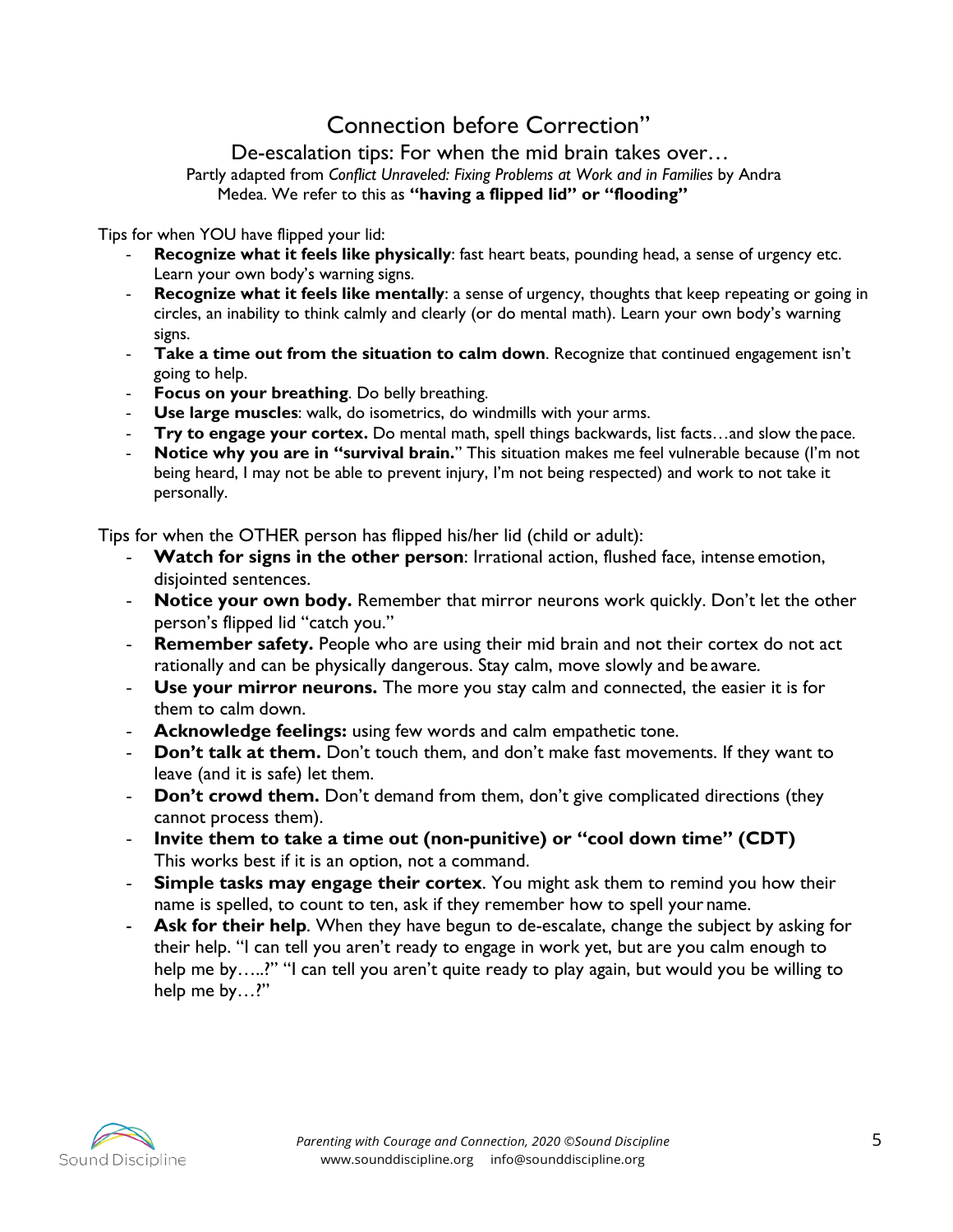# Connection before Correction"

## De-escalation tips: For when the mid brain takes over…

Partly adapted from *Conflict Unraveled: Fixing Problems at Work and in Families* by Andra Medea. We refer to this as **"having a flipped lid" or "flooding"**

Tips for when YOU have flipped your lid:

- **Recognize what it feels like physically**: fast heart beats, pounding head, a sense of urgency etc. Learn your own body's warning signs.
- **Recognize what it feels like mentally**: a sense of urgency, thoughts that keep repeating or going in circles, an inability to think calmly and clearly (or do mental math). Learn your own body's warning signs.
- **Take a time out from the situation to calm down**. Recognize that continued engagement isn't going to help.
- **Focus on your breathing**. Do belly breathing.
- **Use large muscles**: walk, do isometrics, do windmills with your arms.
- **Try to engage your cortex.** Do mental math, spell things backwards, list facts…and slow the pace.
- **Notice why you are in "survival brain.**" This situation makes me feel vulnerable because (I'm not being heard, I may not be able to prevent injury, I'm not being respected) and work to not take it personally.

Tips for when the OTHER person has flipped his/her lid (child or adult):

- **Watch for signs in the other person**: Irrational action, flushed face, intense emotion, disjointed sentences.
- **Notice your own body.** Remember that mirror neurons work quickly. Don't let the other person's flipped lid "catch you."
- **Remember safety.** People who are using their mid brain and not their cortex do not act rationally and can be physically dangerous. Stay calm, move slowly and be aware.
- **Use your mirror neurons.** The more you stay calm and connected, the easier it is for them to calm down.
- **Acknowledge feelings:** using few words and calm empathetic tone.
- **Don't talk at them.** Don't touch them, and don't make fast movements. If they want to leave (and it is safe) let them.
- **Don't crowd them.** Don't demand from them, don't give complicated directions (they cannot process them).
- **Invite them to take a time out (non-punitive) or "cool down time" (CDT)** This works best if it is an option, not a command.
- **Simple tasks may engage their cortex**. You might ask them to remind you how their name is spelled, to count to ten, ask if they remember how to spell your name.
- **Ask for their help**. When they have begun to de-escalate, change the subject by asking for their help. "I can tell you aren't ready to engage in work yet, but are you calm enough to help me by…..?" "I can tell you aren't quite ready to play again, but would you be willing to help me by…?"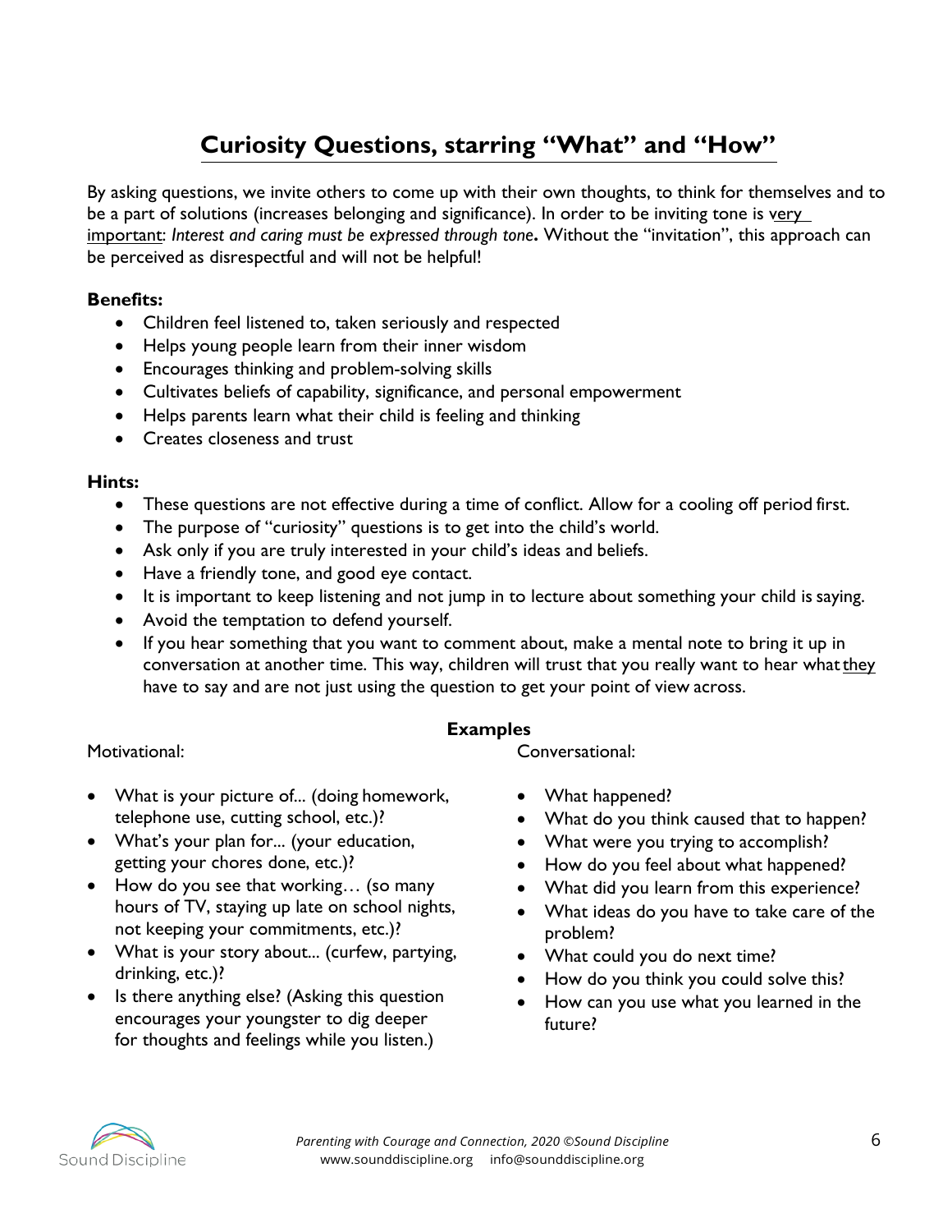# Curiosity Questions, starring "What" and "How"

By asking questions, we invite others to come up with their own thoughts, to think for themselves and to be a part of solutions (increases belonging and significance). In order to be inviting tone is very important: *Interest and caring must be expressed through tone*. Without the "invitation", this approach can be perceived as disrespectful and will not be helpful!

**Benefits:**

- Children feel listened to, taken seriously and respected
- Helps young people learn from their inner wisdom
- Encourages thinking and problem-solving skills
- Cultivates beliefs of capability, significance, and personal empowerment
- Helps parents learn what their child is feeling and thinking
- Creates closeness and trust

**Hints:**

- These questions are not effective during a time of conflict. Allow for a cooling off period first.
- The purpose of "curiosity" questions is to get into the child's world.
- Ask only if you are truly interested in your child's ideas and beliefs.
- Have a friendly tone, and good eye contact.
- It is important to keep listening and not jump in to lecture about something your child is saying.
- Avoid the temptation to defend yourself.
- If you hear something that you want to comment about, make a mental note to bring it up in conversation at another time. This way, children will trust that you really want to hear what they have to say and are not just using the question to get your point of view across.

**Examples**

Motivational:

- What is your picture of... (doing homework, telephone use, cutting school, etc.)?
- What's your plan for... (your education, getting your chores done, etc.)?
- How do you see that working… (so many hours of TV, staying up late on school nights, not keeping your commitments, etc.)?
- What is your story about... (curfew, partying, drinking, etc.)?
- Is there anything else? (Asking this question encourages your youngster to dig deeper for thoughts and feelings while you listen.)

Conversational:

- What happened?
- What do you think caused that to happen?
- What were you trying to accomplish?
- How do you feel about what happened?
- What did you learn from this experience?
- What ideas do you have to take care of the problem?
- What could you do next time?
- How do you think you could solve this?
- How can you use what you learned in the future?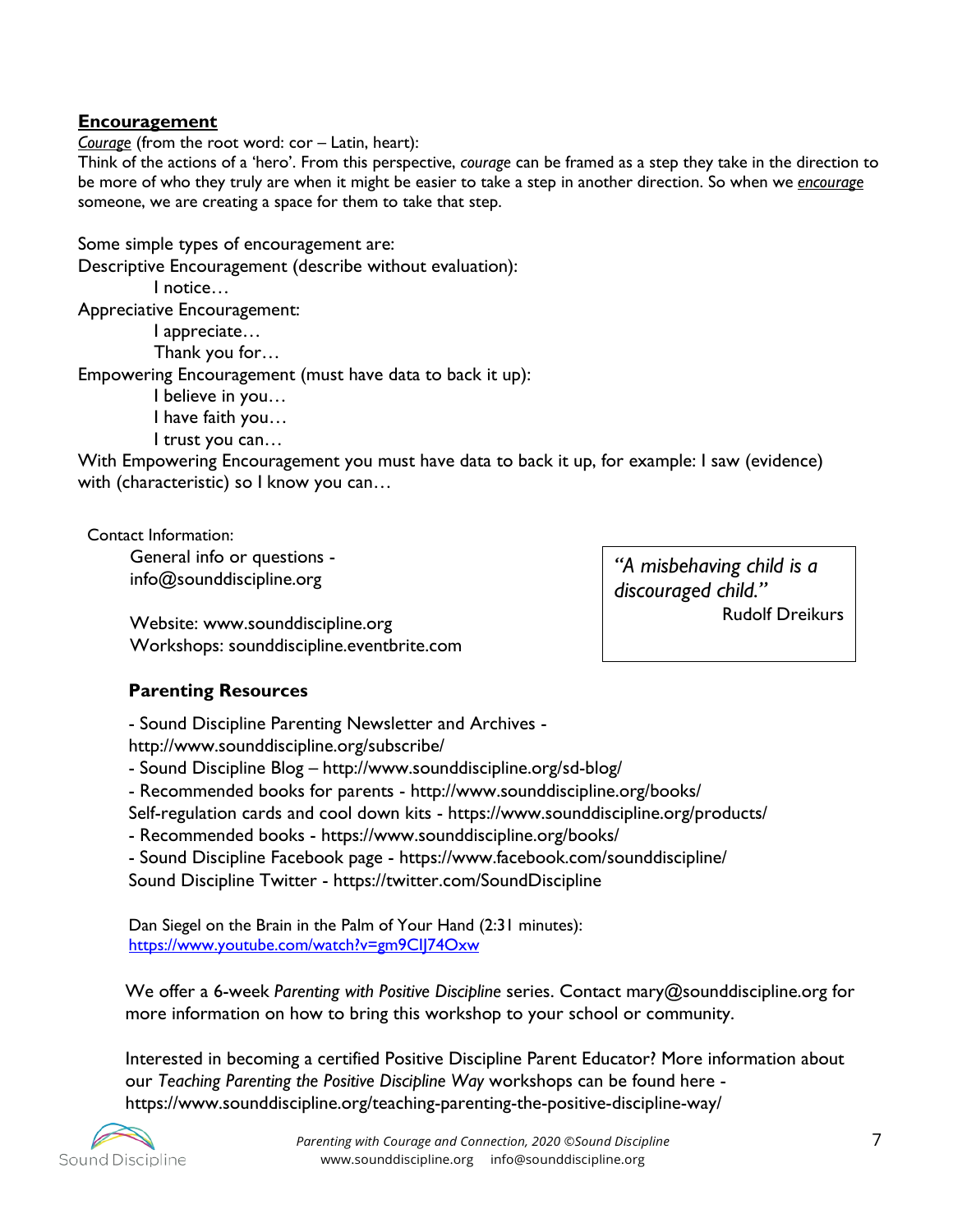## Encouragement

*Courage* (from the root word: cor – Latin, heart):
Think of the actions of a 'hero'. From this perspective, *courage* can be framed as a step they take in the direction to be more of who they truly are when it might be easier to take a step in another direction. So when we *encourage* someone, we are creating a space for them to take that step.

Some simple types of encouragement are:

Descriptive Encouragement (describe without evaluation):
- I notice…

Appreciative Encouragement:
- I appreciate…
- Thank you for…

Empowering Encouragement (must have data to back it up):
- I believe in you…
- I have faith you…
- I trust you can…

With Empowering Encouragement you must have data to back it up, for example: I saw (evidence) with (characteristic) so I know you can…

> *"A misbehaving child is a discouraged child."*
> Rudolf Dreikurs

Contact Information:

General info or questions - info@sounddiscipline.org

Website: www.sounddiscipline.org
Workshops: sounddiscipline.eventbrite.com

### Parenting Resources

- Sound Discipline Parenting Newsletter and Archives - http://www.sounddiscipline.org/subscribe/
- Sound Discipline Blog – http://www.sounddiscipline.org/sd-blog/
- Recommended books for parents - http://www.sounddiscipline.org/books/

Self-regulation cards and cool down kits - https://www.sounddiscipline.org/products/
- Recommended books - https://www.sounddiscipline.org/books/
- Sound Discipline Facebook page - https://www.facebook.com/sounddiscipline/

Sound Discipline Twitter - https://twitter.com/SoundDiscipline

Dan Siegel on the Brain in the Palm of Your Hand (2:31 minutes):
https://www.youtube.com/watch?v=gm9CIJ74Oxw

We offer a 6-week *Parenting with Positive Discipline* series. Contact mary@sounddiscipline.org for more information on how to bring this workshop to your school or community.

Interested in becoming a certified Positive Discipline Parent Educator? More information about our *Teaching Parenting the Positive Discipline Way* workshops can be found here - https://www.sounddiscipline.org/teaching-parenting-the-positive-discipline-way/